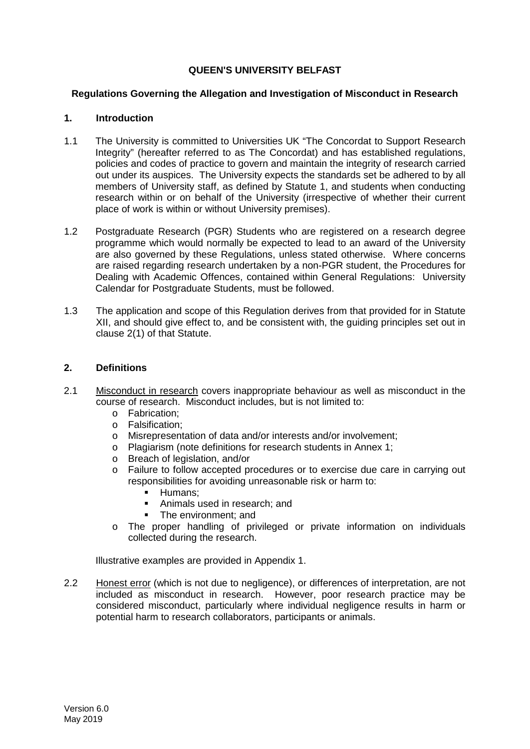**QUEEN'S UNIVERSITY BELFAST**

**Regulations Governing the Allegation and Investigation of Misconduct in Research**

## 1. Introduction

1.1 The University is committed to Universities UK "The Concordat to Support Research Integrity" (hereafter referred to as The Concordat) and has established regulations, policies and codes of practice to govern and maintain the integrity of research carried out under its auspices. The University expects the standards set be adhered to by all members of University staff, as defined by Statute 1, and students when conducting research within or on behalf of the University (irrespective of whether their current place of work is within or without University premises).

1.2 Postgraduate Research (PGR) Students who are registered on a research degree programme which would normally be expected to lead to an award of the University are also governed by these Regulations, unless stated otherwise. Where concerns are raised regarding research undertaken by a non-PGR student, the Procedures for Dealing with Academic Offences, contained within General Regulations: University Calendar for Postgraduate Students, must be followed.

1.3 The application and scope of this Regulation derives from that provided for in Statute XII, and should give effect to, and be consistent with, the guiding principles set out in clause 2(1) of that Statute.

## 2. Definitions

2.1 Misconduct in research covers inappropriate behaviour as well as misconduct in the course of research. Misconduct includes, but is not limited to:

- Fabrication;
- Falsification;
- Misrepresentation of data and/or interests and/or involvement;
- Plagiarism (note definitions for research students in Annex 1;
- Breach of legislation, and/or
- Failure to follow accepted procedures or to exercise due care in carrying out responsibilities for avoiding unreasonable risk or harm to:
  - Humans;
  - Animals used in research; and
  - The environment; and
- The proper handling of privileged or private information on individuals collected during the research.

Illustrative examples are provided in Appendix 1.

2.2 Honest error (which is not due to negligence), or differences of interpretation, are not included as misconduct in research. However, poor research practice may be considered misconduct, particularly where individual negligence results in harm or potential harm to research collaborators, participants or animals.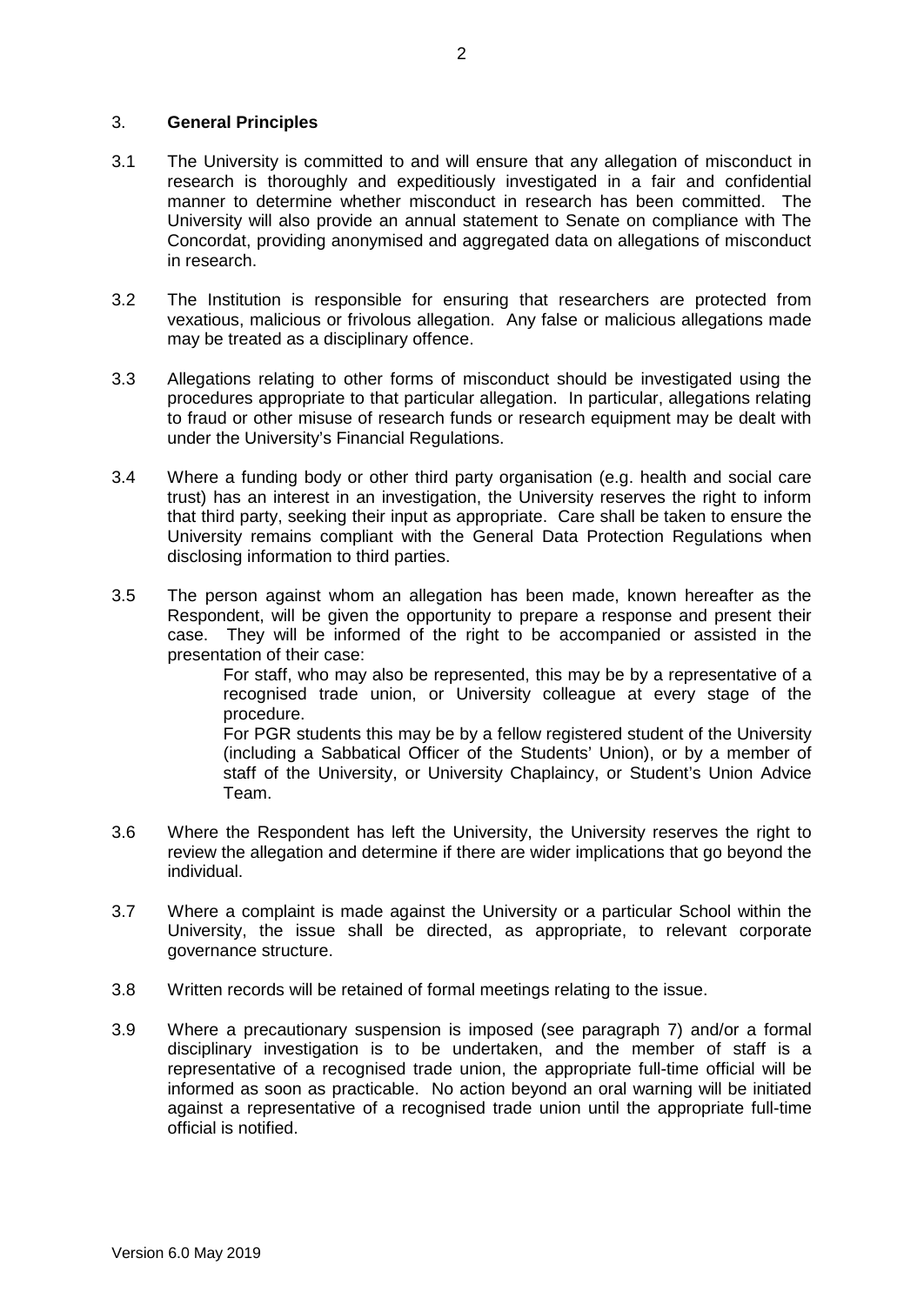## 3. **General Principles**

3.1 The University is committed to and will ensure that any allegation of misconduct in research is thoroughly and expeditiously investigated in a fair and confidential manner to determine whether misconduct in research has been committed. The University will also provide an annual statement to Senate on compliance with The Concordat, providing anonymised and aggregated data on allegations of misconduct in research.

3.2 The Institution is responsible for ensuring that researchers are protected from vexatious, malicious or frivolous allegation. Any false or malicious allegations made may be treated as a disciplinary offence.

3.3 Allegations relating to other forms of misconduct should be investigated using the procedures appropriate to that particular allegation. In particular, allegations relating to fraud or other misuse of research funds or research equipment may be dealt with under the University's Financial Regulations.

3.4 Where a funding body or other third party organisation (e.g. health and social care trust) has an interest in an investigation, the University reserves the right to inform that third party, seeking their input as appropriate. Care shall be taken to ensure the University remains compliant with the General Data Protection Regulations when disclosing information to third parties.

3.5 The person against whom an allegation has been made, known hereafter as the Respondent, will be given the opportunity to prepare a response and present their case. They will be informed of the right to be accompanied or assisted in the presentation of their case:

For staff, who may also be represented, this may be by a representative of a recognised trade union, or University colleague at every stage of the procedure.

For PGR students this may be by a fellow registered student of the University (including a Sabbatical Officer of the Students' Union), or by a member of staff of the University, or University Chaplaincy, or Student's Union Advice Team.

3.6 Where the Respondent has left the University, the University reserves the right to review the allegation and determine if there are wider implications that go beyond the individual.

3.7 Where a complaint is made against the University or a particular School within the University, the issue shall be directed, as appropriate, to relevant corporate governance structure.

3.8 Written records will be retained of formal meetings relating to the issue.

3.9 Where a precautionary suspension is imposed (see paragraph 7) and/or a formal disciplinary investigation is to be undertaken, and the member of staff is a representative of a recognised trade union, the appropriate full-time official will be informed as soon as practicable. No action beyond an oral warning will be initiated against a representative of a recognised trade union until the appropriate full-time official is notified.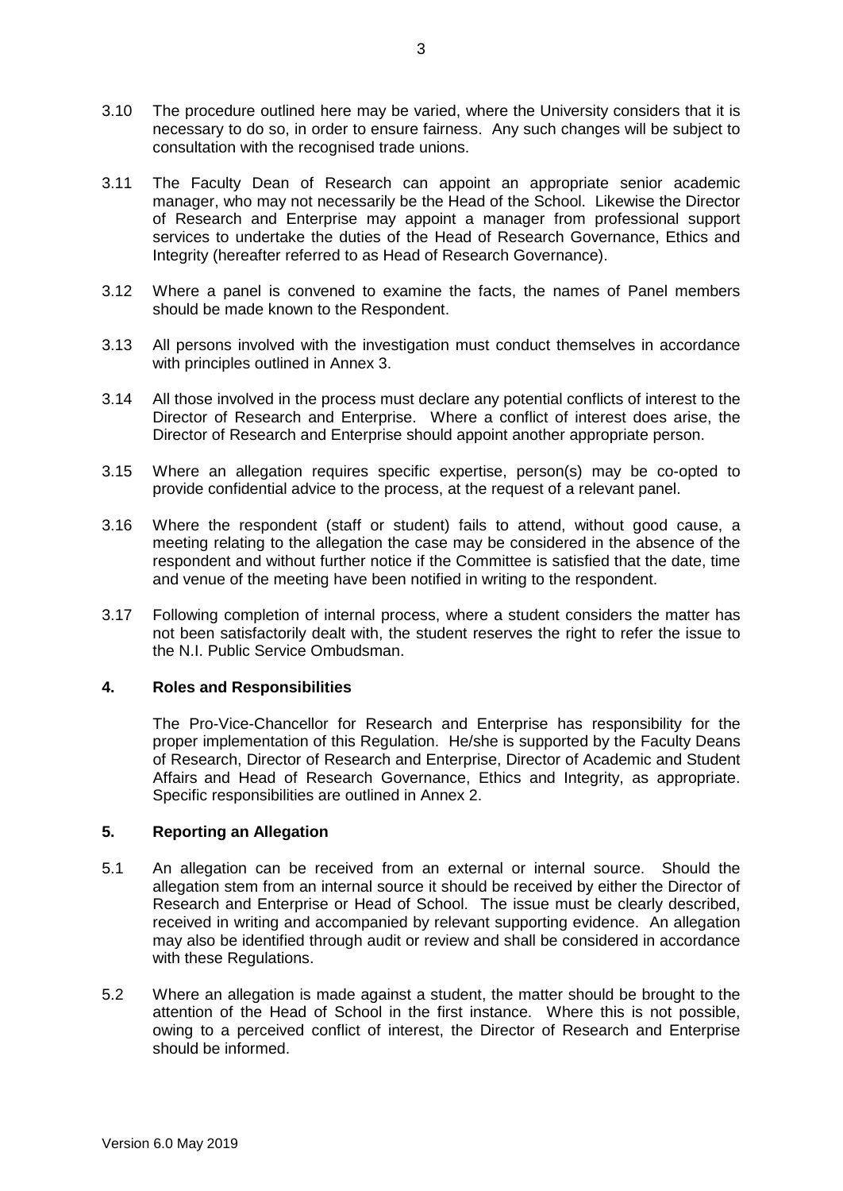3.10 The procedure outlined here may be varied, where the University considers that it is necessary to do so, in order to ensure fairness. Any such changes will be subject to consultation with the recognised trade unions.

3.11 The Faculty Dean of Research can appoint an appropriate senior academic manager, who may not necessarily be the Head of the School. Likewise the Director of Research and Enterprise may appoint a manager from professional support services to undertake the duties of the Head of Research Governance, Ethics and Integrity (hereafter referred to as Head of Research Governance).

3.12 Where a panel is convened to examine the facts, the names of Panel members should be made known to the Respondent.

3.13 All persons involved with the investigation must conduct themselves in accordance with principles outlined in Annex 3.

3.14 All those involved in the process must declare any potential conflicts of interest to the Director of Research and Enterprise. Where a conflict of interest does arise, the Director of Research and Enterprise should appoint another appropriate person.

3.15 Where an allegation requires specific expertise, person(s) may be co-opted to provide confidential advice to the process, at the request of a relevant panel.

3.16 Where the respondent (staff or student) fails to attend, without good cause, a meeting relating to the allegation the case may be considered in the absence of the respondent and without further notice if the Committee is satisfied that the date, time and venue of the meeting have been notified in writing to the respondent.

3.17 Following completion of internal process, where a student considers the matter has not been satisfactorily dealt with, the student reserves the right to refer the issue to the N.I. Public Service Ombudsman.

## 4. Roles and Responsibilities

The Pro-Vice-Chancellor for Research and Enterprise has responsibility for the proper implementation of this Regulation. He/she is supported by the Faculty Deans of Research, Director of Research and Enterprise, Director of Academic and Student Affairs and Head of Research Governance, Ethics and Integrity, as appropriate. Specific responsibilities are outlined in Annex 2.

## 5. Reporting an Allegation

5.1 An allegation can be received from an external or internal source. Should the allegation stem from an internal source it should be received by either the Director of Research and Enterprise or Head of School. The issue must be clearly described, received in writing and accompanied by relevant supporting evidence. An allegation may also be identified through audit or review and shall be considered in accordance with these Regulations.

5.2 Where an allegation is made against a student, the matter should be brought to the attention of the Head of School in the first instance. Where this is not possible, owing to a perceived conflict of interest, the Director of Research and Enterprise should be informed.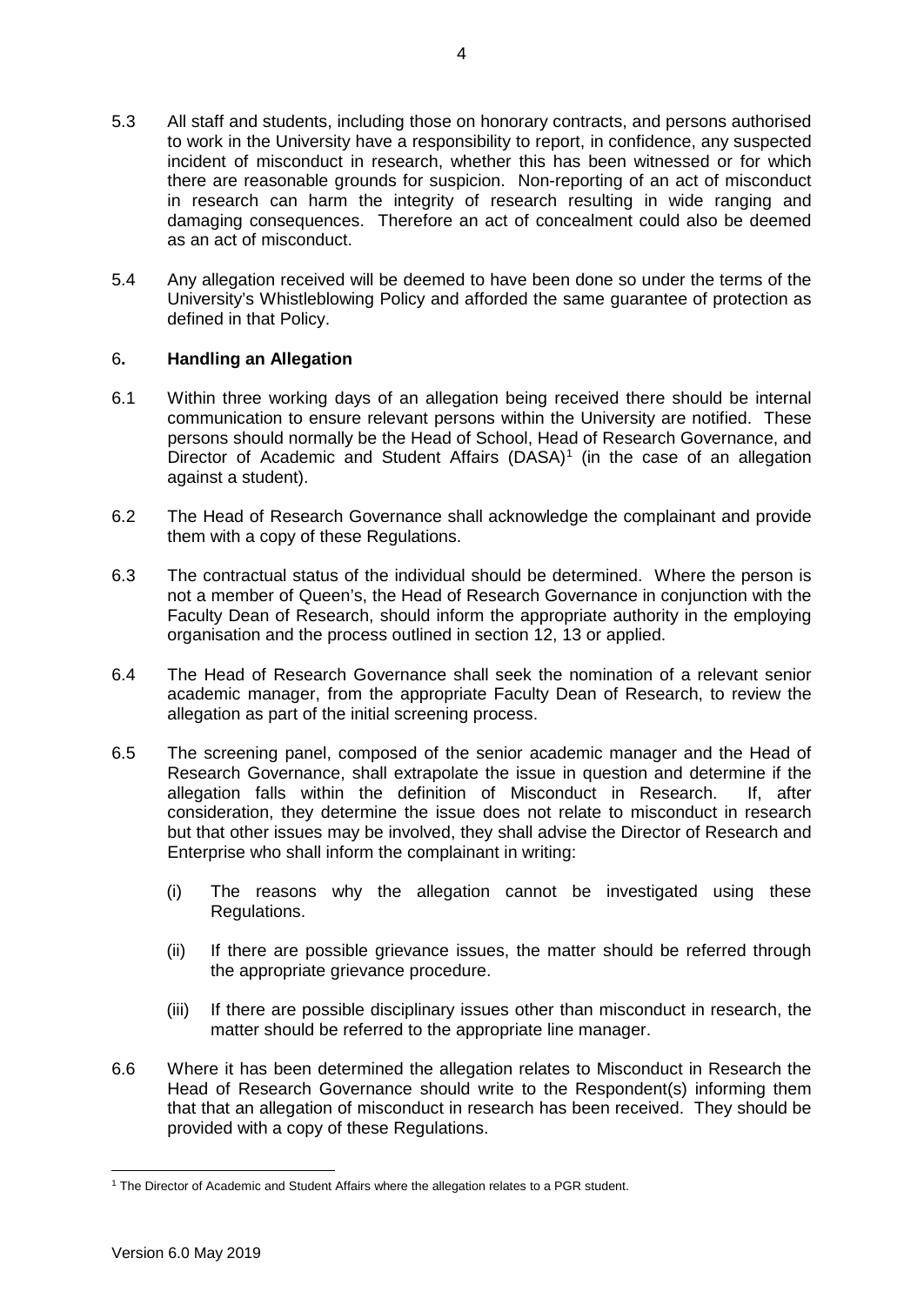5.3 All staff and students, including those on honorary contracts, and persons authorised to work in the University have a responsibility to report, in confidence, any suspected incident of misconduct in research, whether this has been witnessed or for which there are reasonable grounds for suspicion. Non-reporting of an act of misconduct in research can harm the integrity of research resulting in wide ranging and damaging consequences. Therefore an act of concealment could also be deemed as an act of misconduct.

5.4 Any allegation received will be deemed to have been done so under the terms of the University's Whistleblowing Policy and afforded the same guarantee of protection as defined in that Policy.

## 6. Handling an Allegation

6.1 Within three working days of an allegation being received there should be internal communication to ensure relevant persons within the University are notified. These persons should normally be the Head of School, Head of Research Governance, and Director of Academic and Student Affairs (DASA)[1] (in the case of an allegation against a student).

6.2 The Head of Research Governance shall acknowledge the complainant and provide them with a copy of these Regulations.

6.3 The contractual status of the individual should be determined. Where the person is not a member of Queen's, the Head of Research Governance in conjunction with the Faculty Dean of Research, should inform the appropriate authority in the employing organisation and the process outlined in section 12, 13 or applied.

6.4 The Head of Research Governance shall seek the nomination of a relevant senior academic manager, from the appropriate Faculty Dean of Research, to review the allegation as part of the initial screening process.

6.5 The screening panel, composed of the senior academic manager and the Head of Research Governance, shall extrapolate the issue in question and determine if the allegation falls within the definition of Misconduct in Research. If, after consideration, they determine the issue does not relate to misconduct in research but that other issues may be involved, they shall advise the Director of Research and Enterprise who shall inform the complainant in writing:

(i) The reasons why the allegation cannot be investigated using these Regulations.

(ii) If there are possible grievance issues, the matter should be referred through the appropriate grievance procedure.

(iii) If there are possible disciplinary issues other than misconduct in research, the matter should be referred to the appropriate line manager.

6.6 Where it has been determined the allegation relates to Misconduct in Research the Head of Research Governance should write to the Respondent(s) informing them that that an allegation of misconduct in research has been received. They should be provided with a copy of these Regulations.

[1] The Director of Academic and Student Affairs where the allegation relates to a PGR student.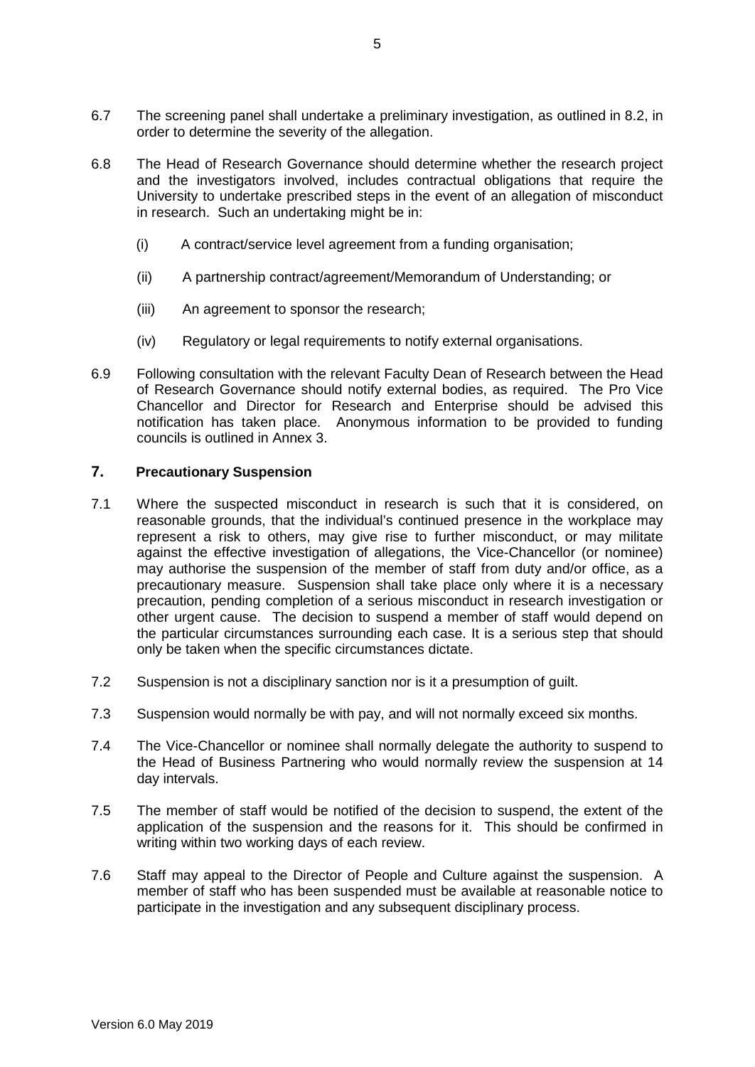6.7 The screening panel shall undertake a preliminary investigation, as outlined in 8.2, in order to determine the severity of the allegation.

6.8 The Head of Research Governance should determine whether the research project and the investigators involved, includes contractual obligations that require the University to undertake prescribed steps in the event of an allegation of misconduct in research. Such an undertaking might be in:

(i) A contract/service level agreement from a funding organisation;

(ii) A partnership contract/agreement/Memorandum of Understanding; or

(iii) An agreement to sponsor the research;

(iv) Regulatory or legal requirements to notify external organisations.

6.9 Following consultation with the relevant Faculty Dean of Research between the Head of Research Governance should notify external bodies, as required. The Pro Vice Chancellor and Director for Research and Enterprise should be advised this notification has taken place. Anonymous information to be provided to funding councils is outlined in Annex 3.

## 7. Precautionary Suspension

7.1 Where the suspected misconduct in research is such that it is considered, on reasonable grounds, that the individual's continued presence in the workplace may represent a risk to others, may give rise to further misconduct, or may militate against the effective investigation of allegations, the Vice-Chancellor (or nominee) may authorise the suspension of the member of staff from duty and/or office, as a precautionary measure. Suspension shall take place only where it is a necessary precaution, pending completion of a serious misconduct in research investigation or other urgent cause. The decision to suspend a member of staff would depend on the particular circumstances surrounding each case. It is a serious step that should only be taken when the specific circumstances dictate.

7.2 Suspension is not a disciplinary sanction nor is it a presumption of guilt.

7.3 Suspension would normally be with pay, and will not normally exceed six months.

7.4 The Vice-Chancellor or nominee shall normally delegate the authority to suspend to the Head of Business Partnering who would normally review the suspension at 14 day intervals.

7.5 The member of staff would be notified of the decision to suspend, the extent of the application of the suspension and the reasons for it. This should be confirmed in writing within two working days of each review.

7.6 Staff may appeal to the Director of People and Culture against the suspension. A member of staff who has been suspended must be available at reasonable notice to participate in the investigation and any subsequent disciplinary process.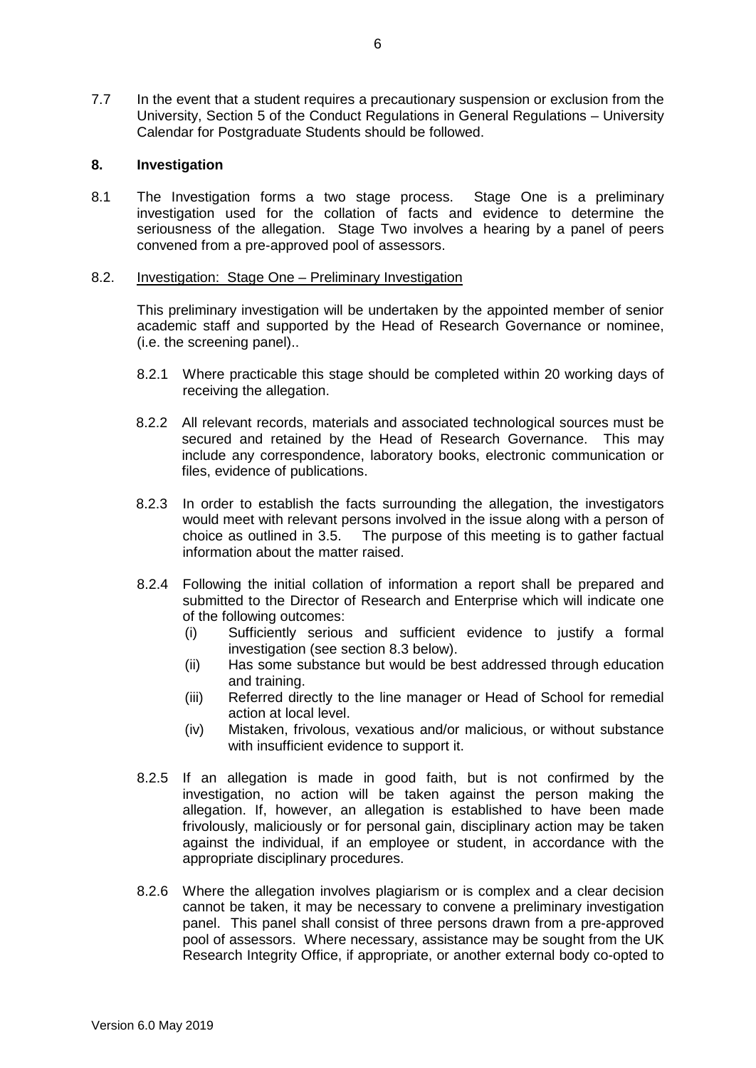7.7 In the event that a student requires a precautionary suspension or exclusion from the University, Section 5 of the Conduct Regulations in General Regulations – University Calendar for Postgraduate Students should be followed.

## 8. Investigation

8.1 The Investigation forms a two stage process. Stage One is a preliminary investigation used for the collation of facts and evidence to determine the seriousness of the allegation. Stage Two involves a hearing by a panel of peers convened from a pre-approved pool of assessors.

8.2. Investigation: Stage One – Preliminary Investigation

This preliminary investigation will be undertaken by the appointed member of senior academic staff and supported by the Head of Research Governance or nominee, (i.e. the screening panel)..

8.2.1 Where practicable this stage should be completed within 20 working days of receiving the allegation.

8.2.2 All relevant records, materials and associated technological sources must be secured and retained by the Head of Research Governance. This may include any correspondence, laboratory books, electronic communication or files, evidence of publications.

8.2.3 In order to establish the facts surrounding the allegation, the investigators would meet with relevant persons involved in the issue along with a person of choice as outlined in 3.5. The purpose of this meeting is to gather factual information about the matter raised.

8.2.4 Following the initial collation of information a report shall be prepared and submitted to the Director of Research and Enterprise which will indicate one of the following outcomes:

- (i) Sufficiently serious and sufficient evidence to justify a formal investigation (see section 8.3 below).
- (ii) Has some substance but would be best addressed through education and training.
- (iii) Referred directly to the line manager or Head of School for remedial action at local level.
- (iv) Mistaken, frivolous, vexatious and/or malicious, or without substance with insufficient evidence to support it.

8.2.5 If an allegation is made in good faith, but is not confirmed by the investigation, no action will be taken against the person making the allegation. If, however, an allegation is established to have been made frivolously, maliciously or for personal gain, disciplinary action may be taken against the individual, if an employee or student, in accordance with the appropriate disciplinary procedures.

8.2.6 Where the allegation involves plagiarism or is complex and a clear decision cannot be taken, it may be necessary to convene a preliminary investigation panel. This panel shall consist of three persons drawn from a pre-approved pool of assessors. Where necessary, assistance may be sought from the UK Research Integrity Office, if appropriate, or another external body co-opted to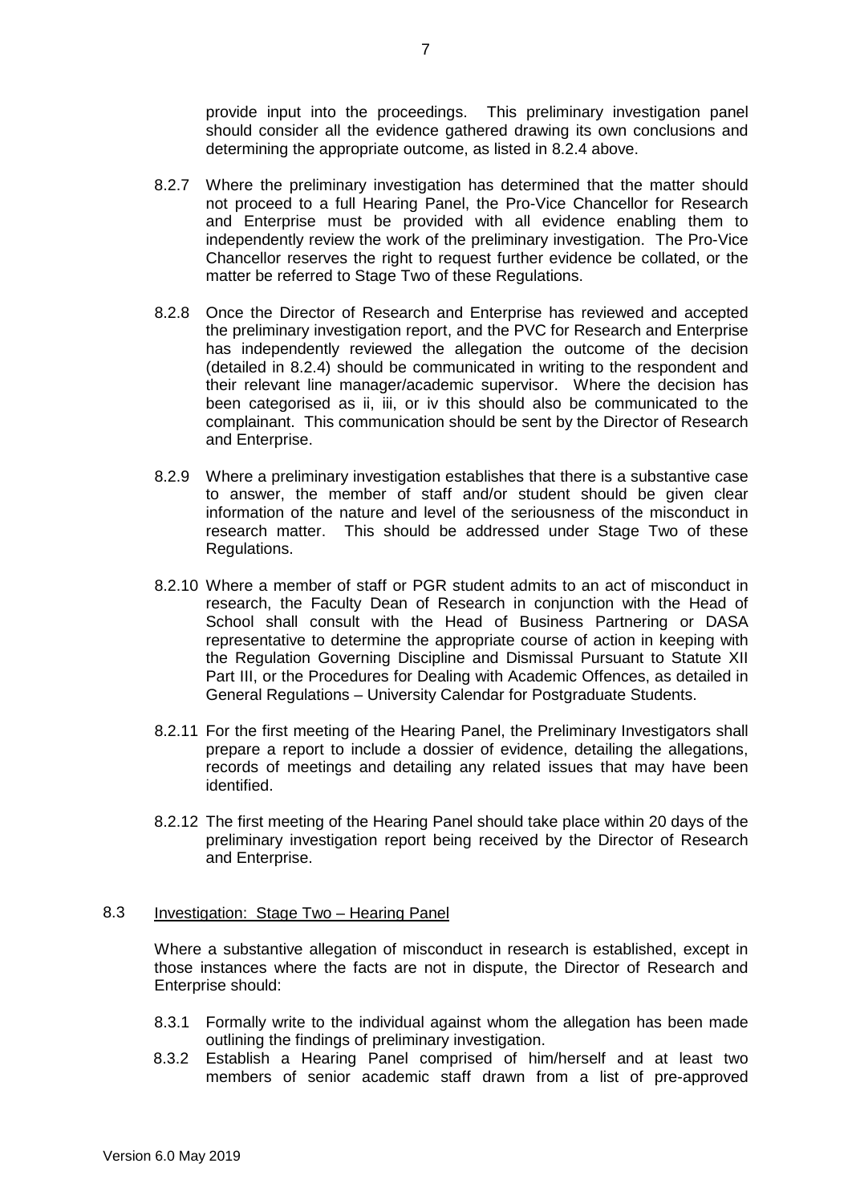provide input into the proceedings. This preliminary investigation panel should consider all the evidence gathered drawing its own conclusions and determining the appropriate outcome, as listed in 8.2.4 above.

8.2.7 Where the preliminary investigation has determined that the matter should not proceed to a full Hearing Panel, the Pro-Vice Chancellor for Research and Enterprise must be provided with all evidence enabling them to independently review the work of the preliminary investigation. The Pro-Vice Chancellor reserves the right to request further evidence be collated, or the matter be referred to Stage Two of these Regulations.

8.2.8 Once the Director of Research and Enterprise has reviewed and accepted the preliminary investigation report, and the PVC for Research and Enterprise has independently reviewed the allegation the outcome of the decision (detailed in 8.2.4) should be communicated in writing to the respondent and their relevant line manager/academic supervisor. Where the decision has been categorised as ii, iii, or iv this should also be communicated to the complainant. This communication should be sent by the Director of Research and Enterprise.

8.2.9 Where a preliminary investigation establishes that there is a substantive case to answer, the member of staff and/or student should be given clear information of the nature and level of the seriousness of the misconduct in research matter. This should be addressed under Stage Two of these Regulations.

8.2.10 Where a member of staff or PGR student admits to an act of misconduct in research, the Faculty Dean of Research in conjunction with the Head of School shall consult with the Head of Business Partnering or DASA representative to determine the appropriate course of action in keeping with the Regulation Governing Discipline and Dismissal Pursuant to Statute XII Part III, or the Procedures for Dealing with Academic Offences, as detailed in General Regulations – University Calendar for Postgraduate Students.

8.2.11 For the first meeting of the Hearing Panel, the Preliminary Investigators shall prepare a report to include a dossier of evidence, detailing the allegations, records of meetings and detailing any related issues that may have been identified.

8.2.12 The first meeting of the Hearing Panel should take place within 20 days of the preliminary investigation report being received by the Director of Research and Enterprise.

## 8.3 Investigation: Stage Two – Hearing Panel

Where a substantive allegation of misconduct in research is established, except in those instances where the facts are not in dispute, the Director of Research and Enterprise should:

8.3.1 Formally write to the individual against whom the allegation has been made outlining the findings of preliminary investigation.

8.3.2 Establish a Hearing Panel comprised of him/herself and at least two members of senior academic staff drawn from a list of pre-approved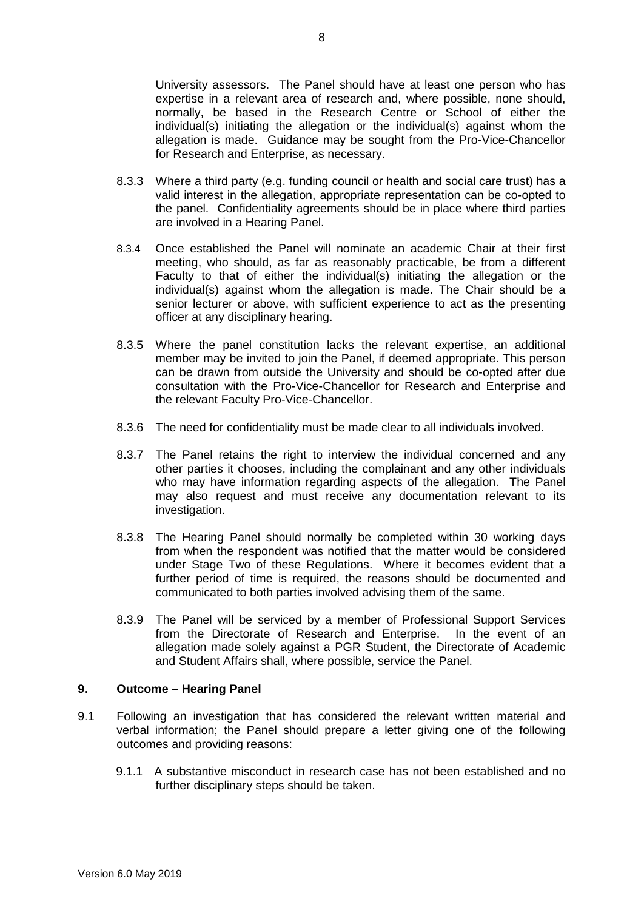University assessors. The Panel should have at least one person who has expertise in a relevant area of research and, where possible, none should, normally, be based in the Research Centre or School of either the individual(s) initiating the allegation or the individual(s) against whom the allegation is made. Guidance may be sought from the Pro-Vice-Chancellor for Research and Enterprise, as necessary.

8.3.3 Where a third party (e.g. funding council or health and social care trust) has a valid interest in the allegation, appropriate representation can be co-opted to the panel. Confidentiality agreements should be in place where third parties are involved in a Hearing Panel.

8.3.4 Once established the Panel will nominate an academic Chair at their first meeting, who should, as far as reasonably practicable, be from a different Faculty to that of either the individual(s) initiating the allegation or the individual(s) against whom the allegation is made. The Chair should be a senior lecturer or above, with sufficient experience to act as the presenting officer at any disciplinary hearing.

8.3.5 Where the panel constitution lacks the relevant expertise, an additional member may be invited to join the Panel, if deemed appropriate. This person can be drawn from outside the University and should be co-opted after due consultation with the Pro-Vice-Chancellor for Research and Enterprise and the relevant Faculty Pro-Vice-Chancellor.

8.3.6 The need for confidentiality must be made clear to all individuals involved.

8.3.7 The Panel retains the right to interview the individual concerned and any other parties it chooses, including the complainant and any other individuals who may have information regarding aspects of the allegation. The Panel may also request and must receive any documentation relevant to its investigation.

8.3.8 The Hearing Panel should normally be completed within 30 working days from when the respondent was notified that the matter would be considered under Stage Two of these Regulations. Where it becomes evident that a further period of time is required, the reasons should be documented and communicated to both parties involved advising them of the same.

8.3.9 The Panel will be serviced by a member of Professional Support Services from the Directorate of Research and Enterprise. In the event of an allegation made solely against a PGR Student, the Directorate of Academic and Student Affairs shall, where possible, service the Panel.

## 9. Outcome – Hearing Panel

9.1 Following an investigation that has considered the relevant written material and verbal information; the Panel should prepare a letter giving one of the following outcomes and providing reasons:

9.1.1 A substantive misconduct in research case has not been established and no further disciplinary steps should be taken.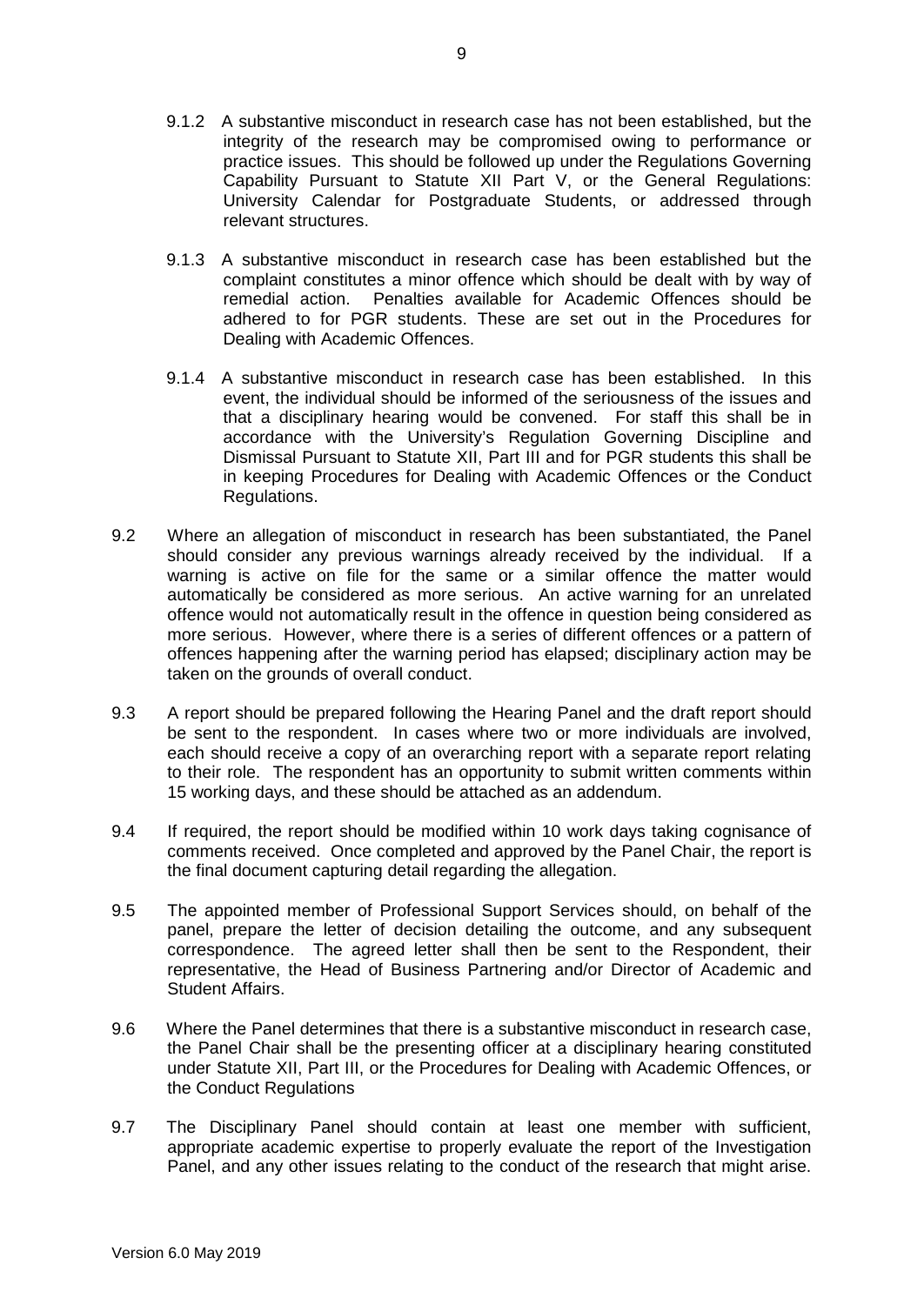9.1.2 A substantive misconduct in research case has not been established, but the integrity of the research may be compromised owing to performance or practice issues. This should be followed up under the Regulations Governing Capability Pursuant to Statute XII Part V, or the General Regulations: University Calendar for Postgraduate Students, or addressed through relevant structures.

9.1.3 A substantive misconduct in research case has been established but the complaint constitutes a minor offence which should be dealt with by way of remedial action. Penalties available for Academic Offences should be adhered to for PGR students. These are set out in the Procedures for Dealing with Academic Offences.

9.1.4 A substantive misconduct in research case has been established. In this event, the individual should be informed of the seriousness of the issues and that a disciplinary hearing would be convened. For staff this shall be in accordance with the University's Regulation Governing Discipline and Dismissal Pursuant to Statute XII, Part III and for PGR students this shall be in keeping Procedures for Dealing with Academic Offences or the Conduct Regulations.

9.2 Where an allegation of misconduct in research has been substantiated, the Panel should consider any previous warnings already received by the individual. If a warning is active on file for the same or a similar offence the matter would automatically be considered as more serious. An active warning for an unrelated offence would not automatically result in the offence in question being considered as more serious. However, where there is a series of different offences or a pattern of offences happening after the warning period has elapsed; disciplinary action may be taken on the grounds of overall conduct.

9.3 A report should be prepared following the Hearing Panel and the draft report should be sent to the respondent. In cases where two or more individuals are involved, each should receive a copy of an overarching report with a separate report relating to their role. The respondent has an opportunity to submit written comments within 15 working days, and these should be attached as an addendum.

9.4 If required, the report should be modified within 10 work days taking cognisance of comments received. Once completed and approved by the Panel Chair, the report is the final document capturing detail regarding the allegation.

9.5 The appointed member of Professional Support Services should, on behalf of the panel, prepare the letter of decision detailing the outcome, and any subsequent correspondence. The agreed letter shall then be sent to the Respondent, their representative, the Head of Business Partnering and/or Director of Academic and Student Affairs.

9.6 Where the Panel determines that there is a substantive misconduct in research case, the Panel Chair shall be the presenting officer at a disciplinary hearing constituted under Statute XII, Part III, or the Procedures for Dealing with Academic Offences, or the Conduct Regulations

9.7 The Disciplinary Panel should contain at least one member with sufficient, appropriate academic expertise to properly evaluate the report of the Investigation Panel, and any other issues relating to the conduct of the research that might arise.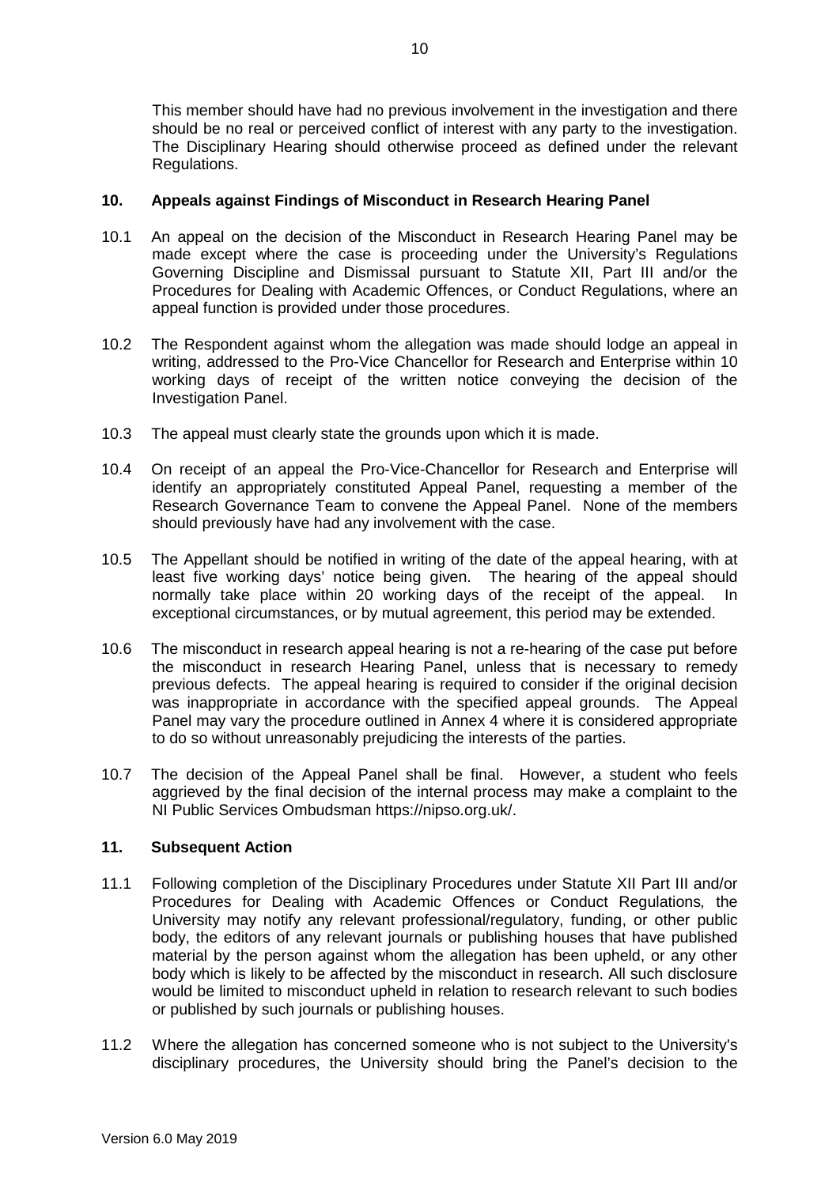This member should have had no previous involvement in the investigation and there should be no real or perceived conflict of interest with any party to the investigation. The Disciplinary Hearing should otherwise proceed as defined under the relevant Regulations.

## 10. Appeals against Findings of Misconduct in Research Hearing Panel

10.1 An appeal on the decision of the Misconduct in Research Hearing Panel may be made except where the case is proceeding under the University's Regulations Governing Discipline and Dismissal pursuant to Statute XII, Part III and/or the Procedures for Dealing with Academic Offences, or Conduct Regulations, where an appeal function is provided under those procedures.

10.2 The Respondent against whom the allegation was made should lodge an appeal in writing, addressed to the Pro-Vice Chancellor for Research and Enterprise within 10 working days of receipt of the written notice conveying the decision of the Investigation Panel.

10.3 The appeal must clearly state the grounds upon which it is made.

10.4 On receipt of an appeal the Pro-Vice-Chancellor for Research and Enterprise will identify an appropriately constituted Appeal Panel, requesting a member of the Research Governance Team to convene the Appeal Panel. None of the members should previously have had any involvement with the case.

10.5 The Appellant should be notified in writing of the date of the appeal hearing, with at least five working days' notice being given. The hearing of the appeal should normally take place within 20 working days of the receipt of the appeal. In exceptional circumstances, or by mutual agreement, this period may be extended.

10.6 The misconduct in research appeal hearing is not a re-hearing of the case put before the misconduct in research Hearing Panel, unless that is necessary to remedy previous defects. The appeal hearing is required to consider if the original decision was inappropriate in accordance with the specified appeal grounds. The Appeal Panel may vary the procedure outlined in Annex 4 where it is considered appropriate to do so without unreasonably prejudicing the interests of the parties.

10.7 The decision of the Appeal Panel shall be final. However, a student who feels aggrieved by the final decision of the internal process may make a complaint to the NI Public Services Ombudsman https://nipso.org.uk/.

## 11. Subsequent Action

11.1 Following completion of the Disciplinary Procedures under Statute XII Part III and/or Procedures for Dealing with Academic Offences or Conduct Regulations*,* the University may notify any relevant professional/regulatory, funding, or other public body, the editors of any relevant journals or publishing houses that have published material by the person against whom the allegation has been upheld, or any other body which is likely to be affected by the misconduct in research. All such disclosure would be limited to misconduct upheld in relation to research relevant to such bodies or published by such journals or publishing houses.

11.2 Where the allegation has concerned someone who is not subject to the University's disciplinary procedures, the University should bring the Panel's decision to the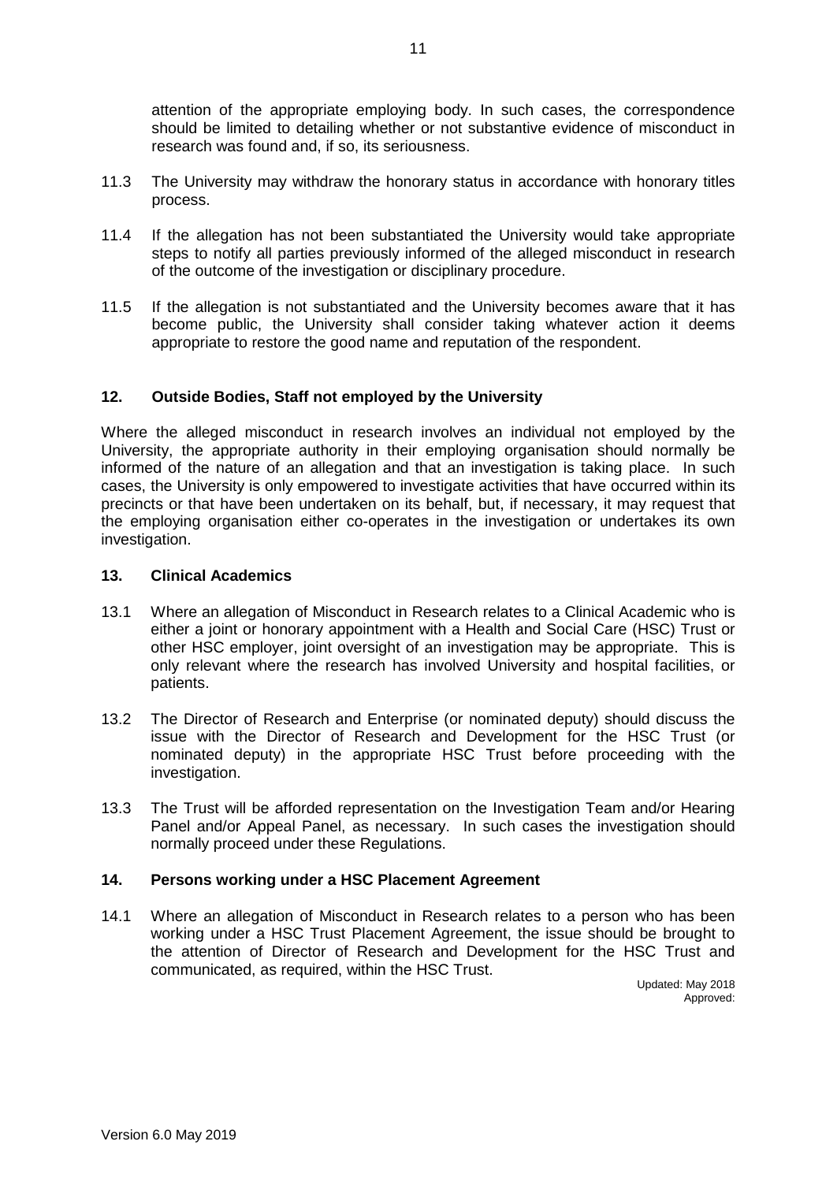attention of the appropriate employing body. In such cases, the correspondence should be limited to detailing whether or not substantive evidence of misconduct in research was found and, if so, its seriousness.

11.3 The University may withdraw the honorary status in accordance with honorary titles process.

11.4 If the allegation has not been substantiated the University would take appropriate steps to notify all parties previously informed of the alleged misconduct in research of the outcome of the investigation or disciplinary procedure.

11.5 If the allegation is not substantiated and the University becomes aware that it has become public, the University shall consider taking whatever action it deems appropriate to restore the good name and reputation of the respondent.

## 12. Outside Bodies, Staff not employed by the University

Where the alleged misconduct in research involves an individual not employed by the University, the appropriate authority in their employing organisation should normally be informed of the nature of an allegation and that an investigation is taking place. In such cases, the University is only empowered to investigate activities that have occurred within its precincts or that have been undertaken on its behalf, but, if necessary, it may request that the employing organisation either co-operates in the investigation or undertakes its own investigation.

## 13. Clinical Academics

13.1 Where an allegation of Misconduct in Research relates to a Clinical Academic who is either a joint or honorary appointment with a Health and Social Care (HSC) Trust or other HSC employer, joint oversight of an investigation may be appropriate. This is only relevant where the research has involved University and hospital facilities, or patients.

13.2 The Director of Research and Enterprise (or nominated deputy) should discuss the issue with the Director of Research and Development for the HSC Trust (or nominated deputy) in the appropriate HSC Trust before proceeding with the investigation.

13.3 The Trust will be afforded representation on the Investigation Team and/or Hearing Panel and/or Appeal Panel, as necessary. In such cases the investigation should normally proceed under these Regulations.

## 14. Persons working under a HSC Placement Agreement

14.1 Where an allegation of Misconduct in Research relates to a person who has been working under a HSC Trust Placement Agreement, the issue should be brought to the attention of Director of Research and Development for the HSC Trust and communicated, as required, within the HSC Trust.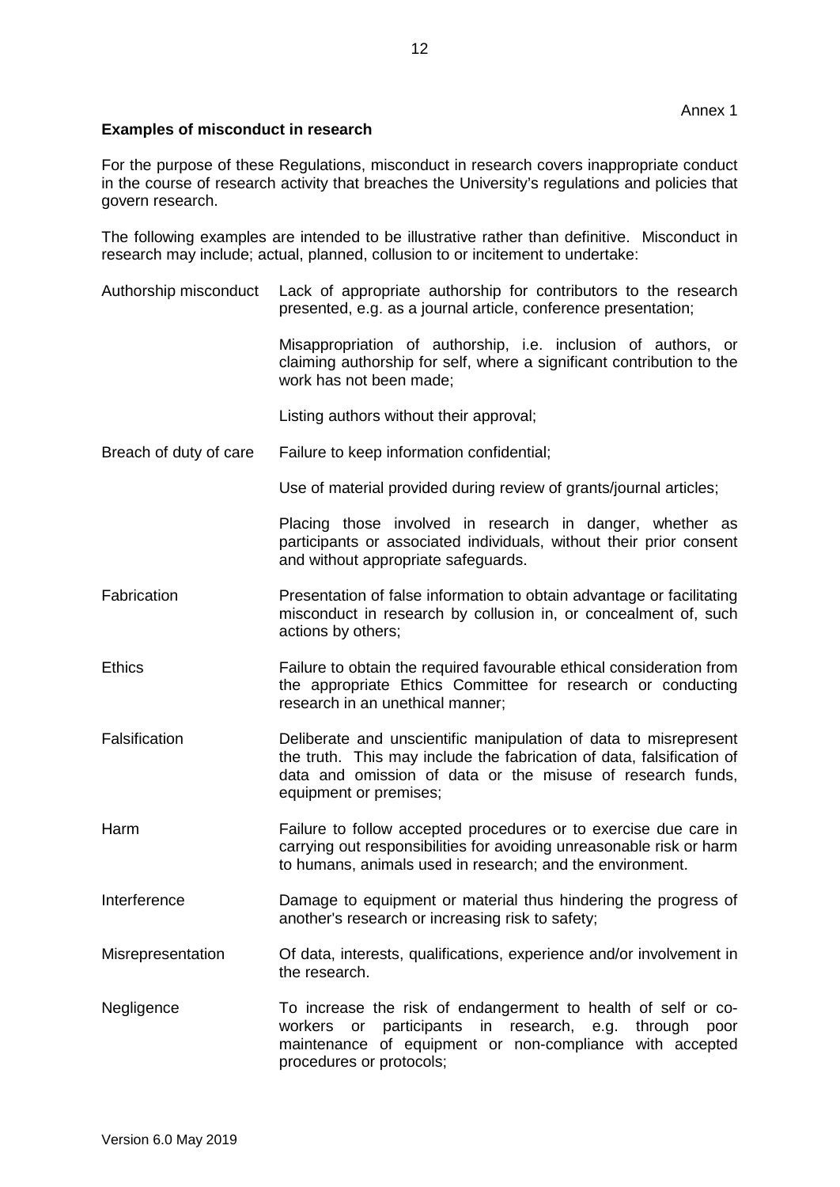Annex 1

**Examples of misconduct in research**

For the purpose of these Regulations, misconduct in research covers inappropriate conduct in the course of research activity that breaches the University's regulations and policies that govern research.

The following examples are intended to be illustrative rather than definitive. Misconduct in research may include; actual, planned, collusion to or incitement to undertake:

| | |
|---|---|
| Authorship misconduct | Lack of appropriate authorship for contributors to the research presented, e.g. as a journal article, conference presentation; |
| | Misappropriation of authorship, i.e. inclusion of authors, or claiming authorship for self, where a significant contribution to the work has not been made; |
| | Listing authors without their approval; |
| Breach of duty of care | Failure to keep information confidential; |
| | Use of material provided during review of grants/journal articles; |
| | Placing those involved in research in danger, whether as participants or associated individuals, without their prior consent and without appropriate safeguards. |
| Fabrication | Presentation of false information to obtain advantage or facilitating misconduct in research by collusion in, or concealment of, such actions by others; |
| Ethics | Failure to obtain the required favourable ethical consideration from the appropriate Ethics Committee for research or conducting research in an unethical manner; |
| Falsification | Deliberate and unscientific manipulation of data to misrepresent the truth. This may include the fabrication of data, falsification of data and omission of data or the misuse of research funds, equipment or premises; |
| Harm | Failure to follow accepted procedures or to exercise due care in carrying out responsibilities for avoiding unreasonable risk or harm to humans, animals used in research; and the environment. |
| Interference | Damage to equipment or material thus hindering the progress of another's research or increasing risk to safety; |
| Misrepresentation | Of data, interests, qualifications, experience and/or involvement in the research. |
| Negligence | To increase the risk of endangerment to health of self or co-workers or participants in research, e.g. through poor maintenance of equipment or non-compliance with accepted procedures or protocols; |

Version 6.0 May 2019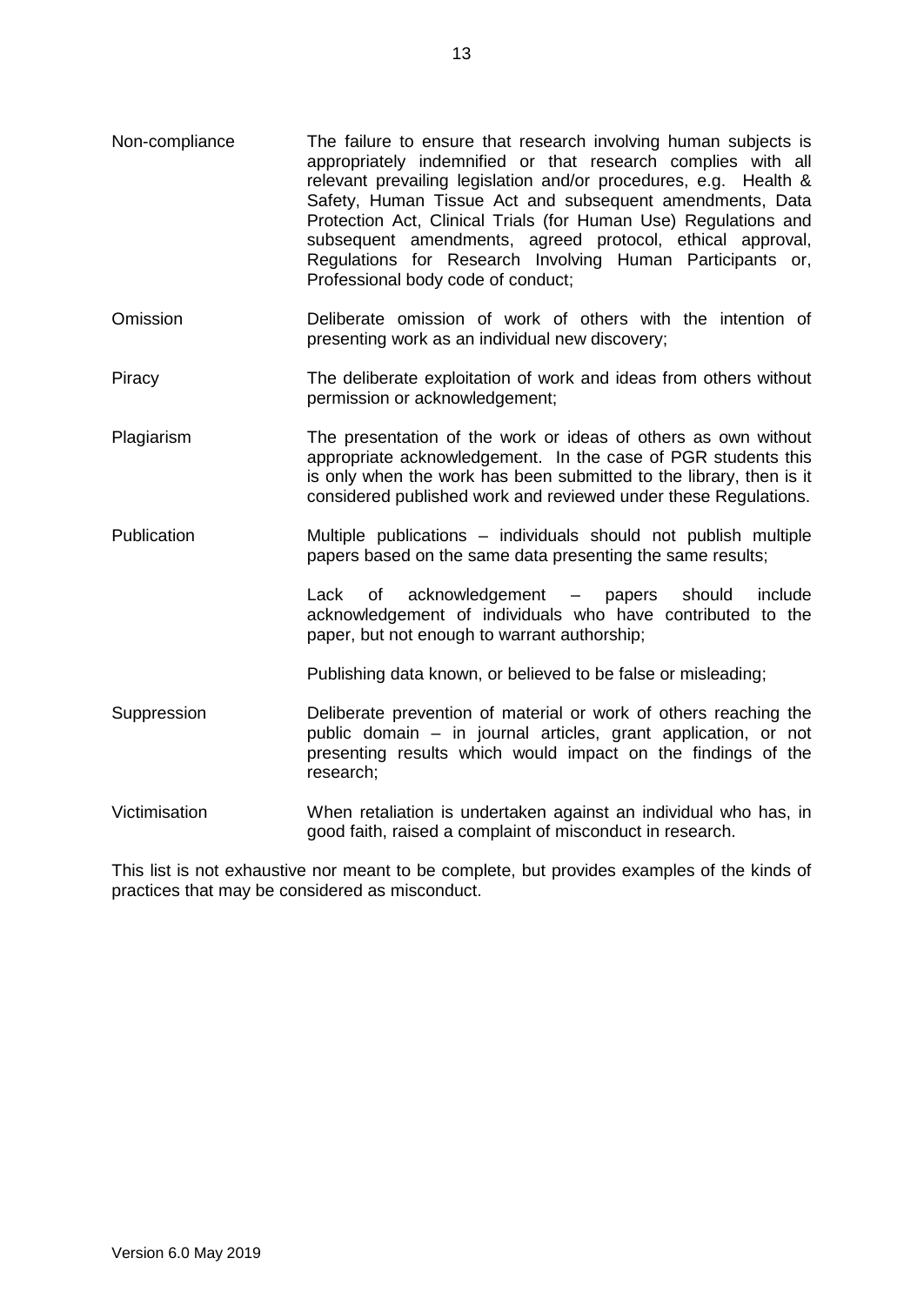| | |
|---|---|
| Non-compliance | The failure to ensure that research involving human subjects is appropriately indemnified or that research complies with all relevant prevailing legislation and/or procedures, e.g. Health & Safety, Human Tissue Act and subsequent amendments, Data Protection Act, Clinical Trials (for Human Use) Regulations and subsequent amendments, agreed protocol, ethical approval, Regulations for Research Involving Human Participants or, Professional body code of conduct; |
| Omission | Deliberate omission of work of others with the intention of presenting work as an individual new discovery; |
| Piracy | The deliberate exploitation of work and ideas from others without permission or acknowledgement; |
| Plagiarism | The presentation of the work or ideas of others as own without appropriate acknowledgement. In the case of PGR students this is only when the work has been submitted to the library, then is it considered published work and reviewed under these Regulations. |
| Publication | Multiple publications – individuals should not publish multiple papers based on the same data presenting the same results; |
| | Lack of acknowledgement – papers should include acknowledgement of individuals who have contributed to the paper, but not enough to warrant authorship; |
| | Publishing data known, or believed to be false or misleading; |
| Suppression | Deliberate prevention of material or work of others reaching the public domain – in journal articles, grant application, or not presenting results which would impact on the findings of the research; |
| Victimisation | When retaliation is undertaken against an individual who has, in good faith, raised a complaint of misconduct in research. |

This list is not exhaustive nor meant to be complete, but provides examples of the kinds of practices that may be considered as misconduct.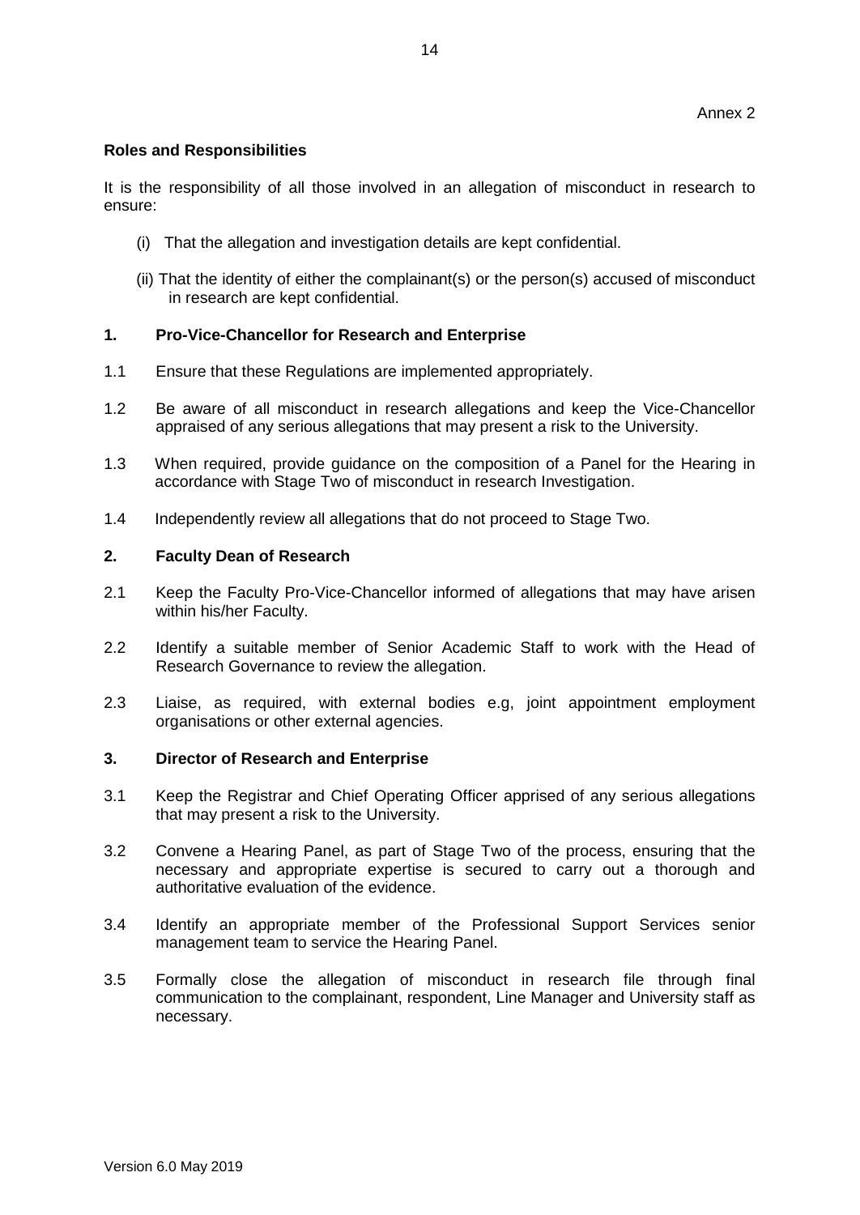Annex 2

**Roles and Responsibilities**

It is the responsibility of all those involved in an allegation of misconduct in research to ensure:

(i) That the allegation and investigation details are kept confidential.

(ii) That the identity of either the complainant(s) or the person(s) accused of misconduct in research are kept confidential.

## 1. Pro-Vice-Chancellor for Research and Enterprise

1.1 Ensure that these Regulations are implemented appropriately.

1.2 Be aware of all misconduct in research allegations and keep the Vice-Chancellor appraised of any serious allegations that may present a risk to the University.

1.3 When required, provide guidance on the composition of a Panel for the Hearing in accordance with Stage Two of misconduct in research Investigation.

1.4 Independently review all allegations that do not proceed to Stage Two.

## 2. Faculty Dean of Research

2.1 Keep the Faculty Pro-Vice-Chancellor informed of allegations that may have arisen within his/her Faculty.

2.2 Identify a suitable member of Senior Academic Staff to work with the Head of Research Governance to review the allegation.

2.3 Liaise, as required, with external bodies e.g, joint appointment employment organisations or other external agencies.

## 3. Director of Research and Enterprise

3.1 Keep the Registrar and Chief Operating Officer apprised of any serious allegations that may present a risk to the University.

3.2 Convene a Hearing Panel, as part of Stage Two of the process, ensuring that the necessary and appropriate expertise is secured to carry out a thorough and authoritative evaluation of the evidence.

3.4 Identify an appropriate member of the Professional Support Services senior management team to service the Hearing Panel.

3.5 Formally close the allegation of misconduct in research file through final communication to the complainant, respondent, Line Manager and University staff as necessary.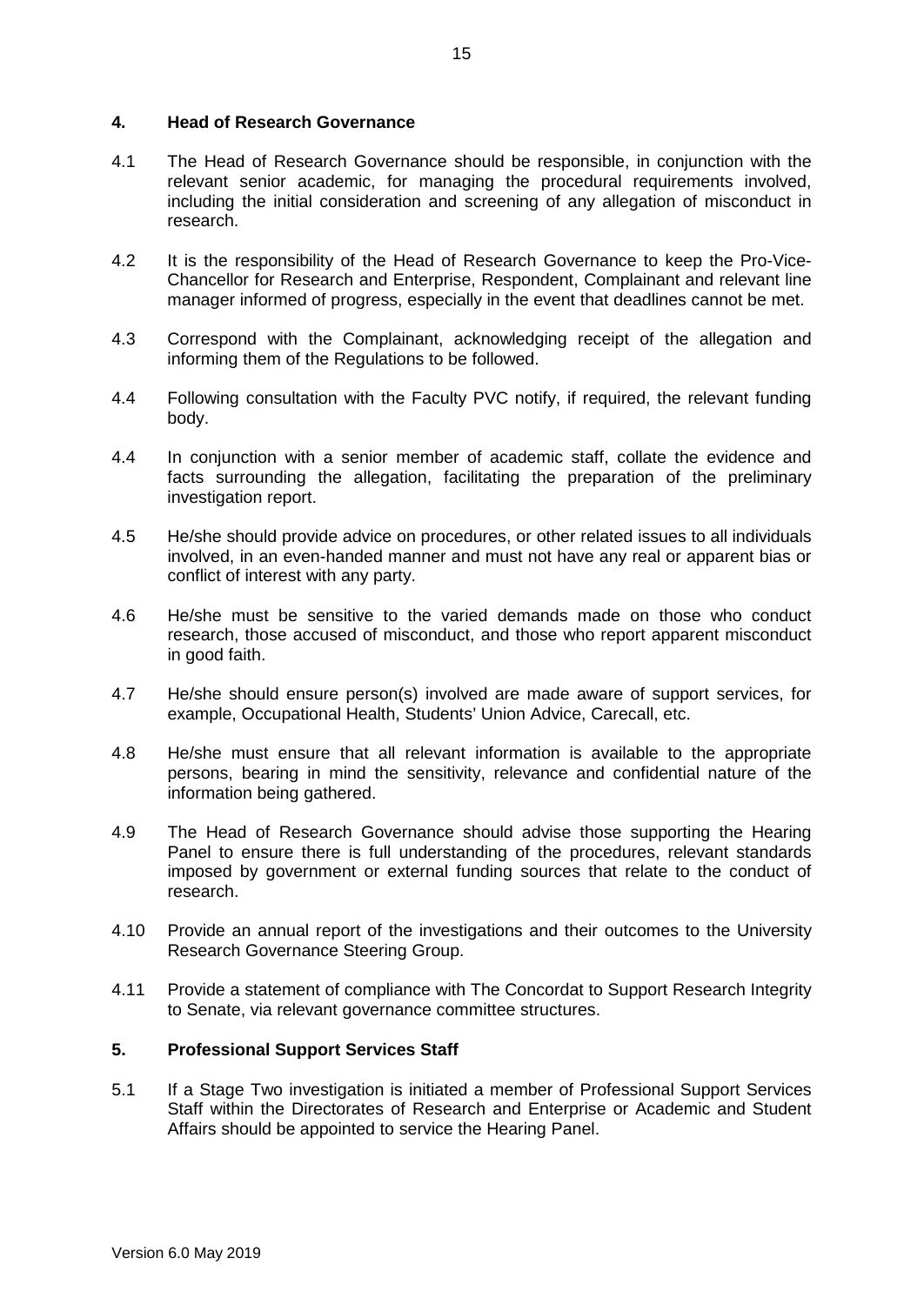## 4. Head of Research Governance

4.1 The Head of Research Governance should be responsible, in conjunction with the relevant senior academic, for managing the procedural requirements involved, including the initial consideration and screening of any allegation of misconduct in research.

4.2 It is the responsibility of the Head of Research Governance to keep the Pro-Vice-Chancellor for Research and Enterprise, Respondent, Complainant and relevant line manager informed of progress, especially in the event that deadlines cannot be met.

4.3 Correspond with the Complainant, acknowledging receipt of the allegation and informing them of the Regulations to be followed.

4.4 Following consultation with the Faculty PVC notify, if required, the relevant funding body.

4.4 In conjunction with a senior member of academic staff, collate the evidence and facts surrounding the allegation, facilitating the preparation of the preliminary investigation report.

4.5 He/she should provide advice on procedures, or other related issues to all individuals involved, in an even-handed manner and must not have any real or apparent bias or conflict of interest with any party.

4.6 He/she must be sensitive to the varied demands made on those who conduct research, those accused of misconduct, and those who report apparent misconduct in good faith.

4.7 He/she should ensure person(s) involved are made aware of support services, for example, Occupational Health, Students' Union Advice, Carecall, etc.

4.8 He/she must ensure that all relevant information is available to the appropriate persons, bearing in mind the sensitivity, relevance and confidential nature of the information being gathered.

4.9 The Head of Research Governance should advise those supporting the Hearing Panel to ensure there is full understanding of the procedures, relevant standards imposed by government or external funding sources that relate to the conduct of research.

4.10 Provide an annual report of the investigations and their outcomes to the University Research Governance Steering Group.

4.11 Provide a statement of compliance with The Concordat to Support Research Integrity to Senate, via relevant governance committee structures.

## 5. Professional Support Services Staff

5.1 If a Stage Two investigation is initiated a member of Professional Support Services Staff within the Directorates of Research and Enterprise or Academic and Student Affairs should be appointed to service the Hearing Panel.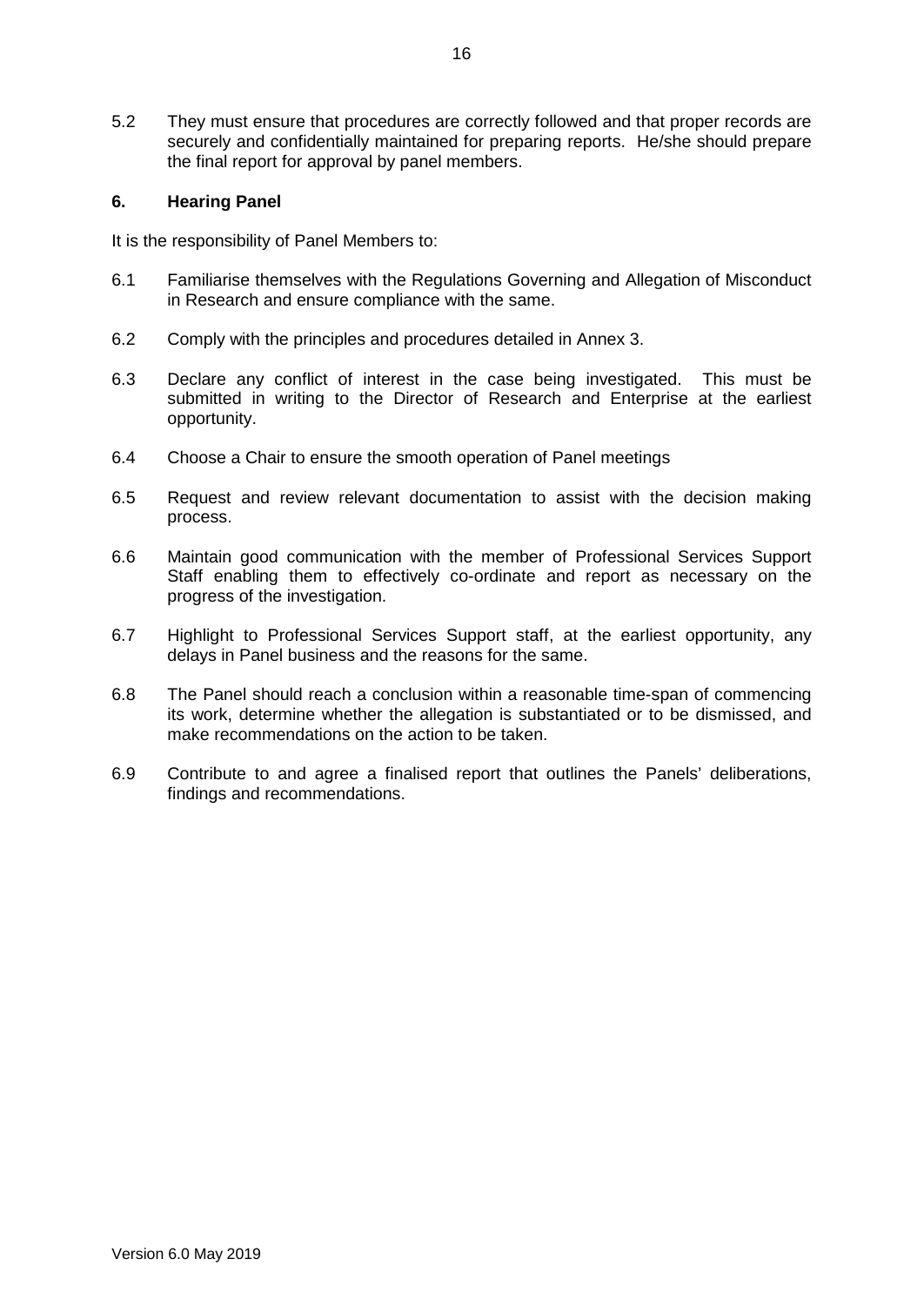5.2 They must ensure that procedures are correctly followed and that proper records are securely and confidentially maintained for preparing reports. He/she should prepare the final report for approval by panel members.

#### 6. Hearing Panel

It is the responsibility of Panel Members to:

6.1 Familiarise themselves with the Regulations Governing and Allegation of Misconduct in Research and ensure compliance with the same.

6.2 Comply with the principles and procedures detailed in Annex 3.

6.3 Declare any conflict of interest in the case being investigated. This must be submitted in writing to the Director of Research and Enterprise at the earliest opportunity.

6.4 Choose a Chair to ensure the smooth operation of Panel meetings

6.5 Request and review relevant documentation to assist with the decision making process.

6.6 Maintain good communication with the member of Professional Services Support Staff enabling them to effectively co-ordinate and report as necessary on the progress of the investigation.

6.7 Highlight to Professional Services Support staff, at the earliest opportunity, any delays in Panel business and the reasons for the same.

6.8 The Panel should reach a conclusion within a reasonable time-span of commencing its work, determine whether the allegation is substantiated or to be dismissed, and make recommendations on the action to be taken.

6.9 Contribute to and agree a finalised report that outlines the Panels' deliberations, findings and recommendations.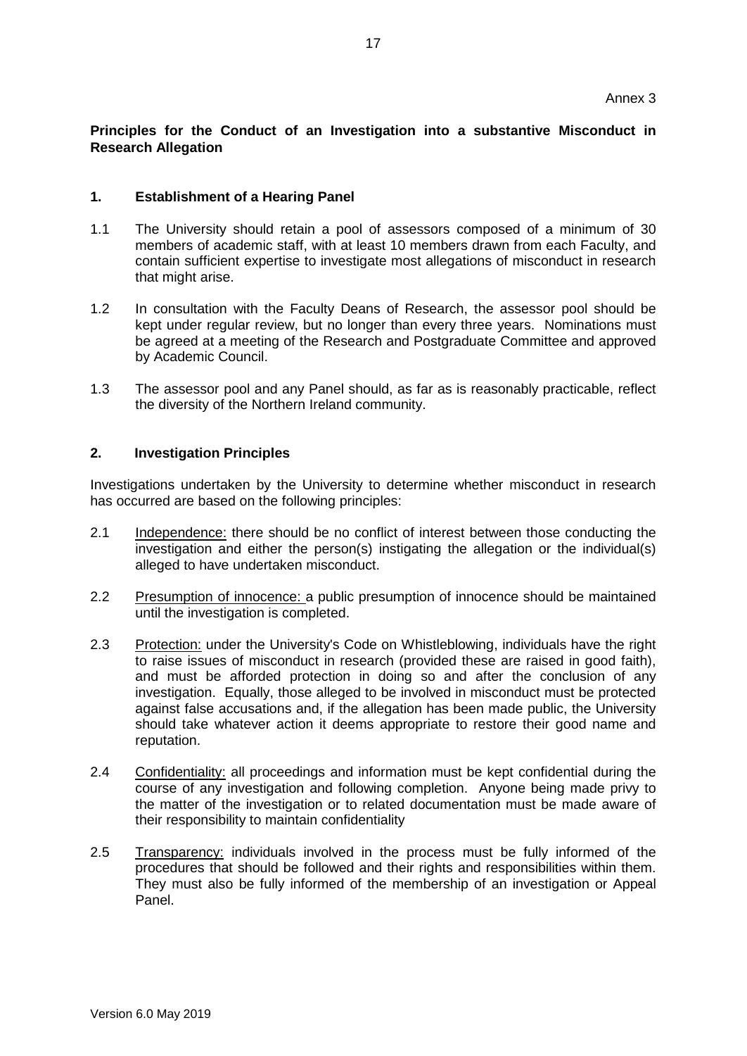Annex 3

**Principles for the Conduct of an Investigation into a substantive Misconduct in Research Allegation**

**1. Establishment of a Hearing Panel**

1.1 The University should retain a pool of assessors composed of a minimum of 30 members of academic staff, with at least 10 members drawn from each Faculty, and contain sufficient expertise to investigate most allegations of misconduct in research that might arise.

1.2 In consultation with the Faculty Deans of Research, the assessor pool should be kept under regular review, but no longer than every three years. Nominations must be agreed at a meeting of the Research and Postgraduate Committee and approved by Academic Council.

1.3 The assessor pool and any Panel should, as far as is reasonably practicable, reflect the diversity of the Northern Ireland community.

**2. Investigation Principles**

Investigations undertaken by the University to determine whether misconduct in research has occurred are based on the following principles:

2.1 Independence: there should be no conflict of interest between those conducting the investigation and either the person(s) instigating the allegation or the individual(s) alleged to have undertaken misconduct.

2.2 Presumption of innocence: a public presumption of innocence should be maintained until the investigation is completed.

2.3 Protection: under the University's Code on Whistleblowing, individuals have the right to raise issues of misconduct in research (provided these are raised in good faith), and must be afforded protection in doing so and after the conclusion of any investigation. Equally, those alleged to be involved in misconduct must be protected against false accusations and, if the allegation has been made public, the University should take whatever action it deems appropriate to restore their good name and reputation.

2.4 Confidentiality: all proceedings and information must be kept confidential during the course of any investigation and following completion. Anyone being made privy to the matter of the investigation or to related documentation must be made aware of their responsibility to maintain confidentiality

2.5 Transparency: individuals involved in the process must be fully informed of the procedures that should be followed and their rights and responsibilities within them. They must also be fully informed of the membership of an investigation or Appeal Panel.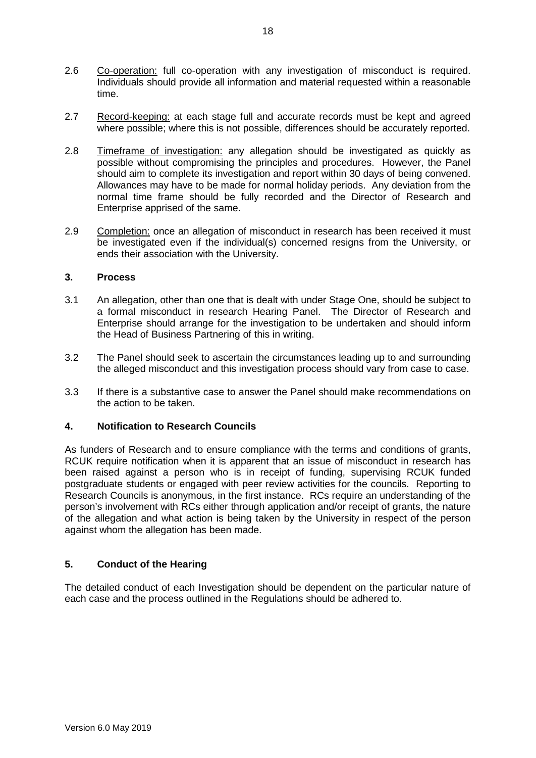2.6 Co-operation: full co-operation with any investigation of misconduct is required. Individuals should provide all information and material requested within a reasonable time.

2.7 Record-keeping: at each stage full and accurate records must be kept and agreed where possible; where this is not possible, differences should be accurately reported.

2.8 Timeframe of investigation: any allegation should be investigated as quickly as possible without compromising the principles and procedures. However, the Panel should aim to complete its investigation and report within 30 days of being convened. Allowances may have to be made for normal holiday periods. Any deviation from the normal time frame should be fully recorded and the Director of Research and Enterprise apprised of the same.

2.9 Completion: once an allegation of misconduct in research has been received it must be investigated even if the individual(s) concerned resigns from the University, or ends their association with the University.

## 3. Process

3.1 An allegation, other than one that is dealt with under Stage One, should be subject to a formal misconduct in research Hearing Panel. The Director of Research and Enterprise should arrange for the investigation to be undertaken and should inform the Head of Business Partnering of this in writing.

3.2 The Panel should seek to ascertain the circumstances leading up to and surrounding the alleged misconduct and this investigation process should vary from case to case.

3.3 If there is a substantive case to answer the Panel should make recommendations on the action to be taken.

## 4. Notification to Research Councils

As funders of Research and to ensure compliance with the terms and conditions of grants, RCUK require notification when it is apparent that an issue of misconduct in research has been raised against a person who is in receipt of funding, supervising RCUK funded postgraduate students or engaged with peer review activities for the councils. Reporting to Research Councils is anonymous, in the first instance. RCs require an understanding of the person's involvement with RCs either through application and/or receipt of grants, the nature of the allegation and what action is being taken by the University in respect of the person against whom the allegation has been made.

## 5. Conduct of the Hearing

The detailed conduct of each Investigation should be dependent on the particular nature of each case and the process outlined in the Regulations should be adhered to.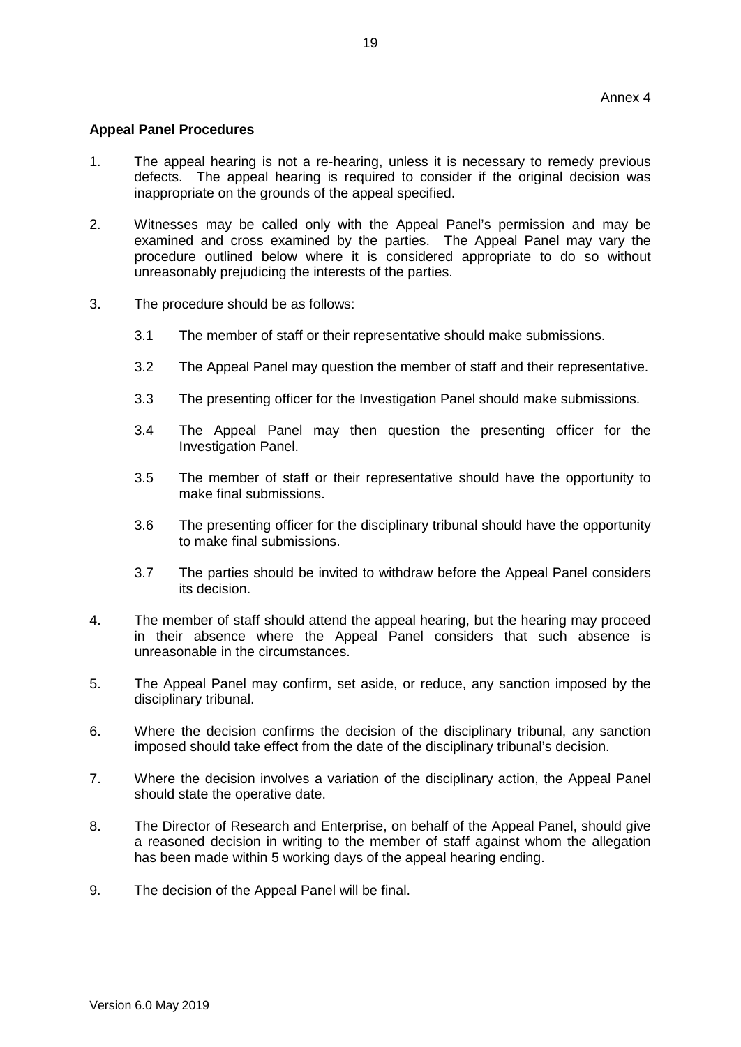Annex 4

**Appeal Panel Procedures**

1. The appeal hearing is not a re-hearing, unless it is necessary to remedy previous defects. The appeal hearing is required to consider if the original decision was inappropriate on the grounds of the appeal specified.

2. Witnesses may be called only with the Appeal Panel's permission and may be examined and cross examined by the parties. The Appeal Panel may vary the procedure outlined below where it is considered appropriate to do so without unreasonably prejudicing the interests of the parties.

3. The procedure should be as follows:

   3.1 The member of staff or their representative should make submissions.

   3.2 The Appeal Panel may question the member of staff and their representative.

   3.3 The presenting officer for the Investigation Panel should make submissions.

   3.4 The Appeal Panel may then question the presenting officer for the Investigation Panel.

   3.5 The member of staff or their representative should have the opportunity to make final submissions.

   3.6 The presenting officer for the disciplinary tribunal should have the opportunity to make final submissions.

   3.7 The parties should be invited to withdraw before the Appeal Panel considers its decision.

4. The member of staff should attend the appeal hearing, but the hearing may proceed in their absence where the Appeal Panel considers that such absence is unreasonable in the circumstances.

5. The Appeal Panel may confirm, set aside, or reduce, any sanction imposed by the disciplinary tribunal.

6. Where the decision confirms the decision of the disciplinary tribunal, any sanction imposed should take effect from the date of the disciplinary tribunal's decision.

7. Where the decision involves a variation of the disciplinary action, the Appeal Panel should state the operative date.

8. The Director of Research and Enterprise, on behalf of the Appeal Panel, should give a reasoned decision in writing to the member of staff against whom the allegation has been made within 5 working days of the appeal hearing ending.

9. The decision of the Appeal Panel will be final.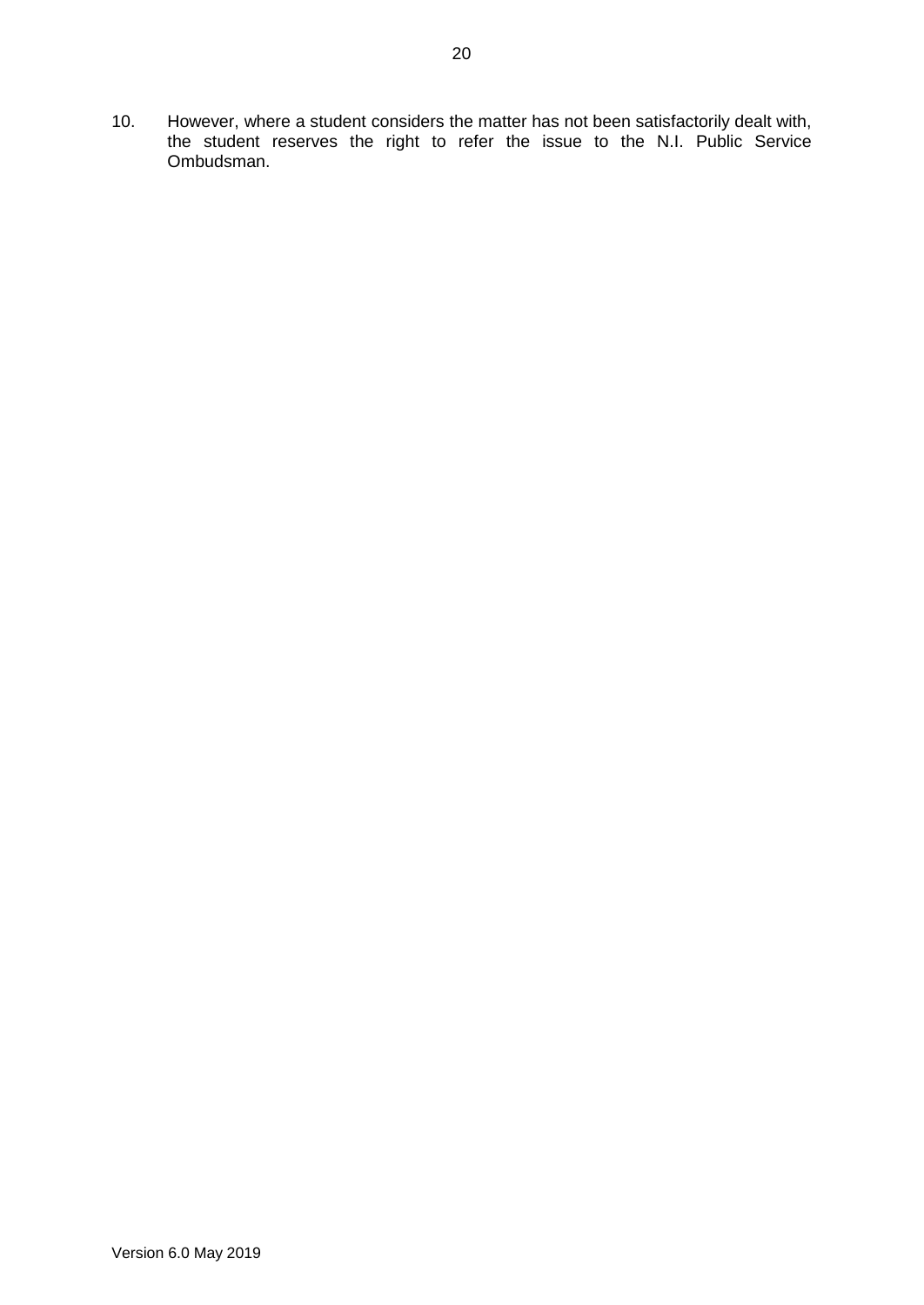10. However, where a student considers the matter has not been satisfactorily dealt with, the student reserves the right to refer the issue to the N.I. Public Service Ombudsman.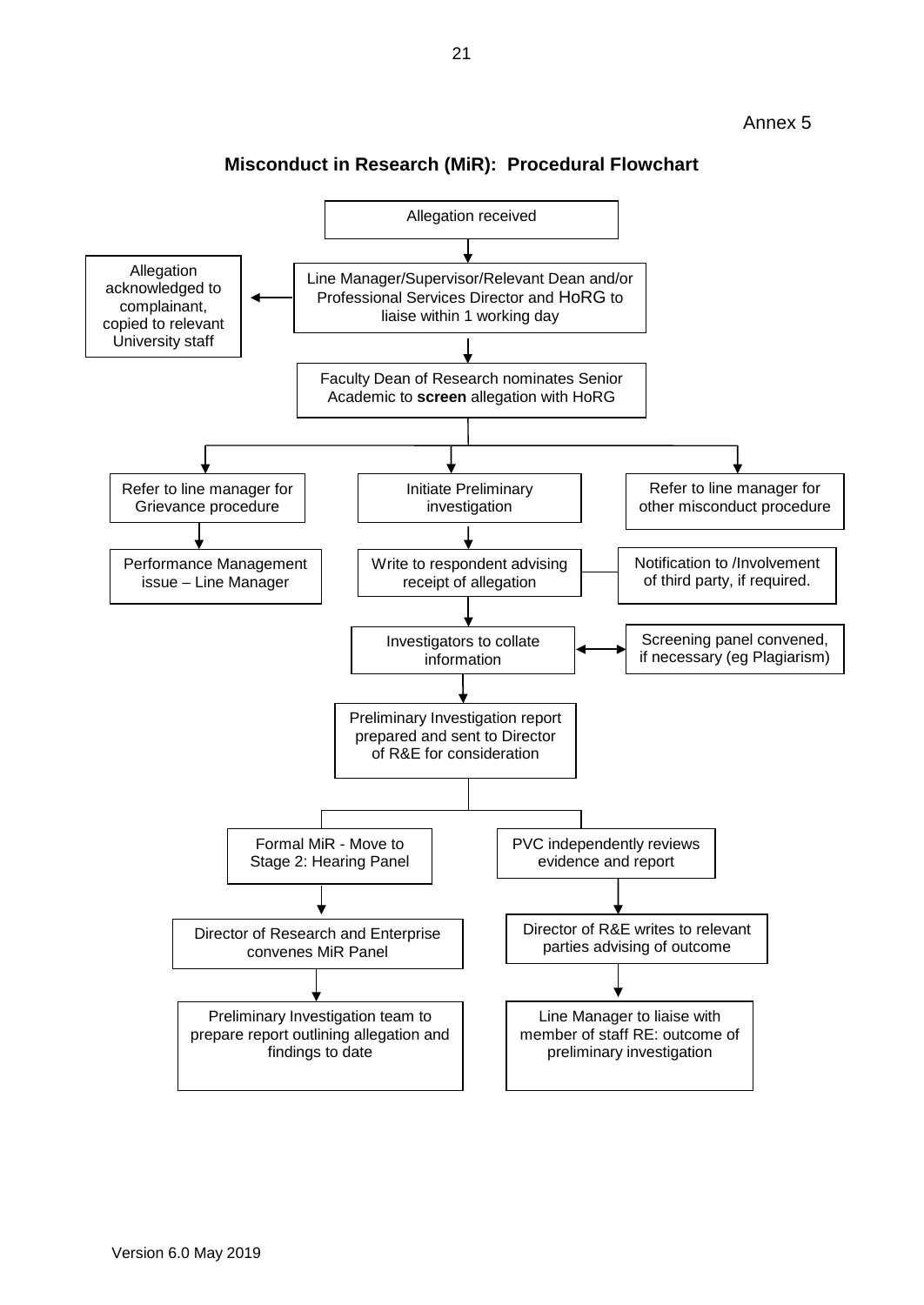Annex 5

## Misconduct in Research (MiR): Procedural Flowchart

Allegation received

↓

Line Manager/Supervisor/Relevant Dean and/or Professional Services Director and HoRG to liaise within 1 working day

→ Allegation acknowledged to complainant, copied to relevant University staff

↓

Faculty Dean of Research nominates Senior Academic to **screen** allegation with HoRG

↓

- Refer to line manager for Grievance procedure
  - ↓ Performance Management issue – Line Manager
- Initiate Preliminary investigation
  - ↓ Write to respondent advising receipt of allegation — Notification to /Involvement of third party, if required.
  - ↓ Investigators to collate information ↔ Screening panel convened, if necessary (eg Plagiarism)
  - ↓ Preliminary Investigation report prepared and sent to Director of R&E for consideration
- Refer to line manager for other misconduct procedure

Preliminary Investigation report outcomes:

- Formal MiR - Move to Stage 2: Hearing Panel
  - ↓ Director of Research and Enterprise convenes MiR Panel
  - ↓ Preliminary Investigation team to prepare report outlining allegation and findings to date
- PVC independently reviews evidence and report
  - ↓ Director of R&E writes to relevant parties advising of outcome
  - ↓ Line Manager to liaise with member of staff RE: outcome of preliminary investigation

Version 6.0 May 2019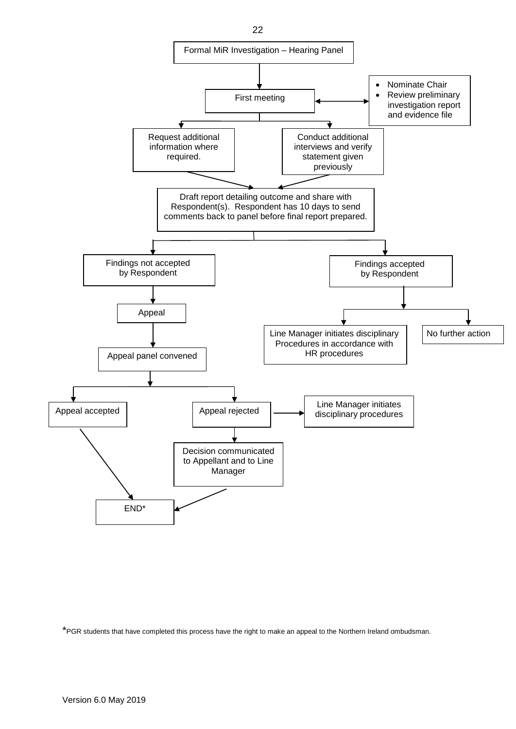Formal MiR Investigation – Hearing Panel

First meeting

- Nominate Chair
- Review preliminary investigation report and evidence file

Request additional information where required.

Conduct additional interviews and verify statement given previously

Draft report detailing outcome and share with Respondent(s). Respondent has 10 days to send comments back to panel before final report prepared.

Findings not accepted by Respondent

Findings accepted by Respondent

Appeal

Line Manager initiates disciplinary Procedures in accordance with HR procedures

No further action

Appeal panel convened

Appeal accepted

Appeal rejected

Line Manager initiates disciplinary procedures

Decision communicated to Appellant and to Line Manager

END*

*PGR students that have completed this process have the right to make an appeal to the Northern Ireland ombudsman.

Version 6.0 May 2019